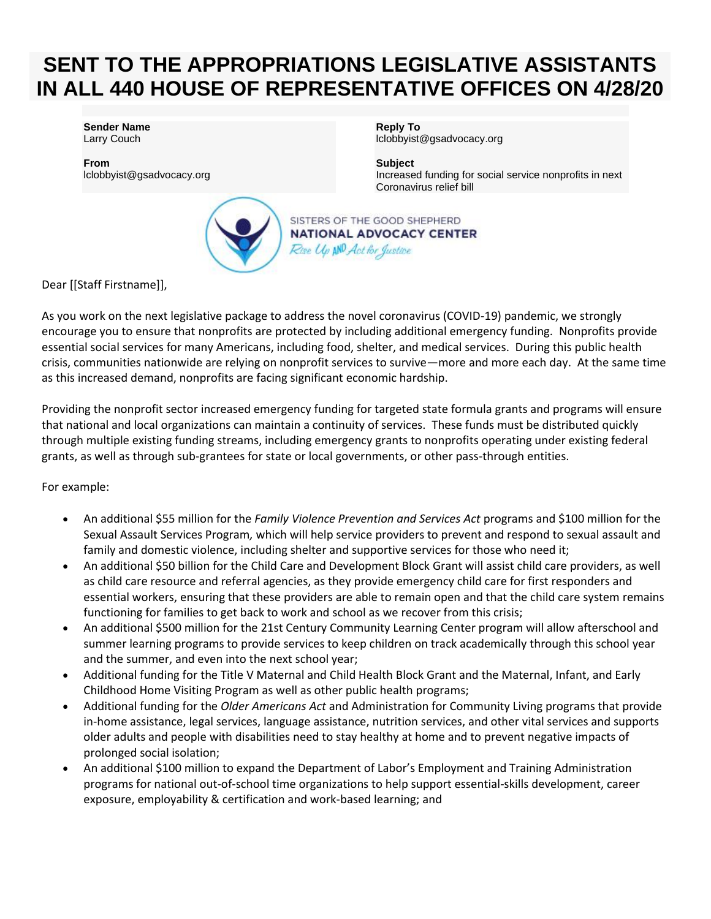# SENT TO THE APPROPRIATIONS LEGISLATIVE ASSISTANTS IN ALL 440 HOUSE OF REPRESENTATIVE OFFICES ON 4/28/20

**Sender Name**
Larry Couch

**From**
lclobbyist@gsadvocacy.org

**Reply To**
lclobbyist@gsadvocacy.org

**Subject**
Increased funding for social service nonprofits in next Coronavirus relief bill

SISTERS OF THE GOOD SHEPHERD
**NATIONAL ADVOCACY CENTER**
*Rise Up AND Act for Justice*

Dear [[Staff Firstname]],

As you work on the next legislative package to address the novel coronavirus (COVID-19) pandemic, we strongly encourage you to ensure that nonprofits are protected by including additional emergency funding. Nonprofits provide essential social services for many Americans, including food, shelter, and medical services. During this public health crisis, communities nationwide are relying on nonprofit services to survive—more and more each day. At the same time as this increased demand, nonprofits are facing significant economic hardship.

Providing the nonprofit sector increased emergency funding for targeted state formula grants and programs will ensure that national and local organizations can maintain a continuity of services. These funds must be distributed quickly through multiple existing funding streams, including emergency grants to nonprofits operating under existing federal grants, as well as through sub-grantees for state or local governments, or other pass-through entities.

For example:

- An additional $55 million for the *Family Violence Prevention and Services Act* programs and $100 million for the Sexual Assault Services Program, which will help service providers to prevent and respond to sexual assault and family and domestic violence, including shelter and supportive services for those who need it;
- An additional $50 billion for the Child Care and Development Block Grant will assist child care providers, as well as child care resource and referral agencies, as they provide emergency child care for first responders and essential workers, ensuring that these providers are able to remain open and that the child care system remains functioning for families to get back to work and school as we recover from this crisis;
- An additional $500 million for the 21st Century Community Learning Center program will allow afterschool and summer learning programs to provide services to keep children on track academically through this school year and the summer, and even into the next school year;
- Additional funding for the Title V Maternal and Child Health Block Grant and the Maternal, Infant, and Early Childhood Home Visiting Program as well as other public health programs;
- Additional funding for the *Older Americans Act* and Administration for Community Living programs that provide in-home assistance, legal services, language assistance, nutrition services, and other vital services and supports older adults and people with disabilities need to stay healthy at home and to prevent negative impacts of prolonged social isolation;
- An additional $100 million to expand the Department of Labor's Employment and Training Administration programs for national out-of-school time organizations to help support essential-skills development, career exposure, employability & certification and work-based learning; and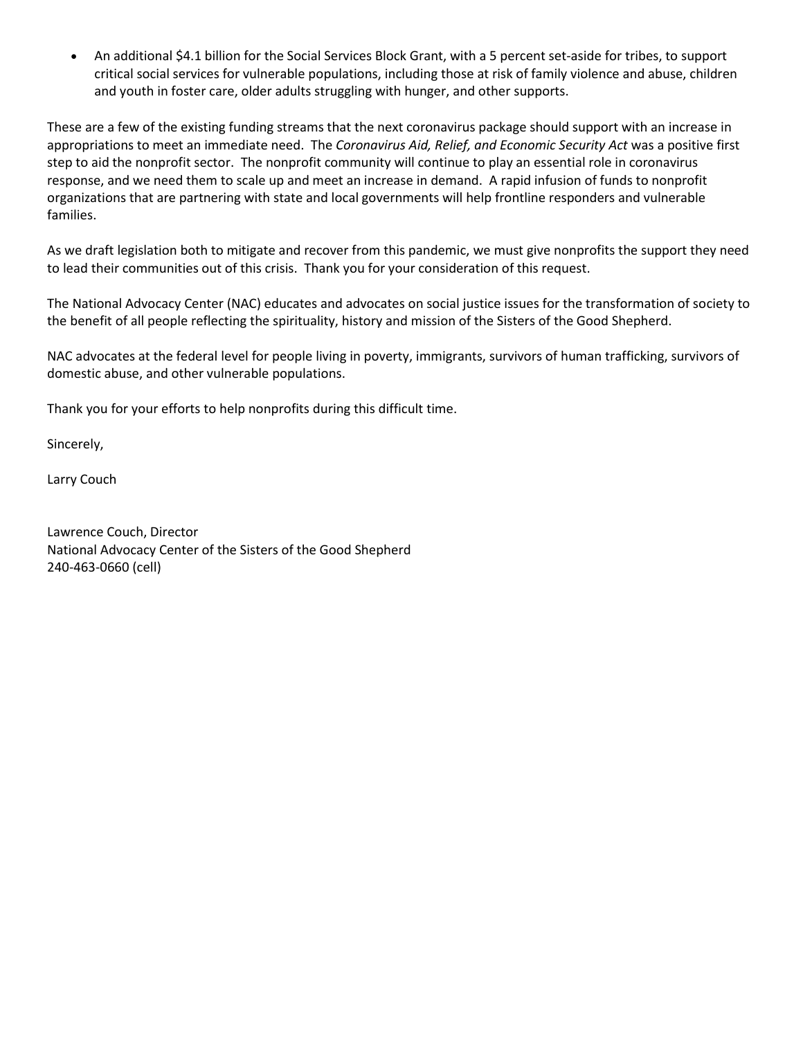- An additional $4.1 billion for the Social Services Block Grant, with a 5 percent set-aside for tribes, to support critical social services for vulnerable populations, including those at risk of family violence and abuse, children and youth in foster care, older adults struggling with hunger, and other supports.

These are a few of the existing funding streams that the next coronavirus package should support with an increase in appropriations to meet an immediate need. The *Coronavirus Aid, Relief, and Economic Security Act* was a positive first step to aid the nonprofit sector. The nonprofit community will continue to play an essential role in coronavirus response, and we need them to scale up and meet an increase in demand. A rapid infusion of funds to nonprofit organizations that are partnering with state and local governments will help frontline responders and vulnerable families.

As we draft legislation both to mitigate and recover from this pandemic, we must give nonprofits the support they need to lead their communities out of this crisis. Thank you for your consideration of this request.

The National Advocacy Center (NAC) educates and advocates on social justice issues for the transformation of society to the benefit of all people reflecting the spirituality, history and mission of the Sisters of the Good Shepherd.

NAC advocates at the federal level for people living in poverty, immigrants, survivors of human trafficking, survivors of domestic abuse, and other vulnerable populations.

Thank you for your efforts to help nonprofits during this difficult time.

Sincerely,

Larry Couch

Lawrence Couch, Director
National Advocacy Center of the Sisters of the Good Shepherd
240-463-0660 (cell)